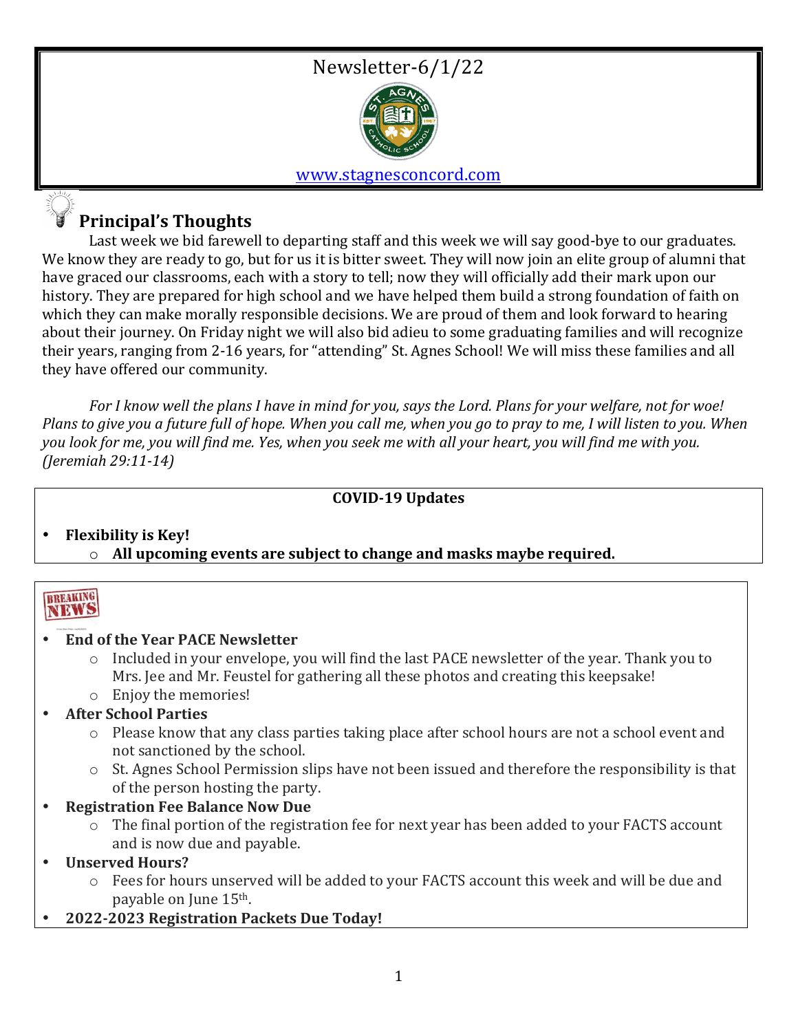# Newsletter-6/1/22

www.stagnesconcord.com

## Principal's Thoughts

Last week we bid farewell to departing staff and this week we will say good-bye to our graduates. We know they are ready to go, but for us it is bitter sweet. They will now join an elite group of alumni that have graced our classrooms, each with a story to tell; now they will officially add their mark upon our history. They are prepared for high school and we have helped them build a strong foundation of faith on which they can make morally responsible decisions. We are proud of them and look forward to hearing about their journey. On Friday night we will also bid adieu to some graduating families and will recognize their years, ranging from 2-16 years, for "attending" St. Agnes School! We will miss these families and all they have offered our community.

*For I know well the plans I have in mind for you, says the Lord. Plans for your welfare, not for woe! Plans to give you a future full of hope. When you call me, when you go to pray to me, I will listen to you. When you look for me, you will find me. Yes, when you seek me with all your heart, you will find me with you. (Jeremiah 29:11-14)*

**COVID-19 Updates**

- **Flexibility is Key!**
  - **All upcoming events are subject to change and masks maybe required.**

**BREAKING NEWS**

- **End of the Year PACE Newsletter**
  - Included in your envelope, you will find the last PACE newsletter of the year. Thank you to Mrs. Jee and Mr. Feustel for gathering all these photos and creating this keepsake!
  - Enjoy the memories!
- **After School Parties**
  - Please know that any class parties taking place after school hours are not a school event and not sanctioned by the school.
  - St. Agnes School Permission slips have not been issued and therefore the responsibility is that of the person hosting the party.
- **Registration Fee Balance Now Due**
  - The final portion of the registration fee for next year has been added to your FACTS account and is now due and payable.
- **Unserved Hours?**
  - Fees for hours unserved will be added to your FACTS account this week and will be due and payable on June 15th.
- **2022-2023 Registration Packets Due Today!**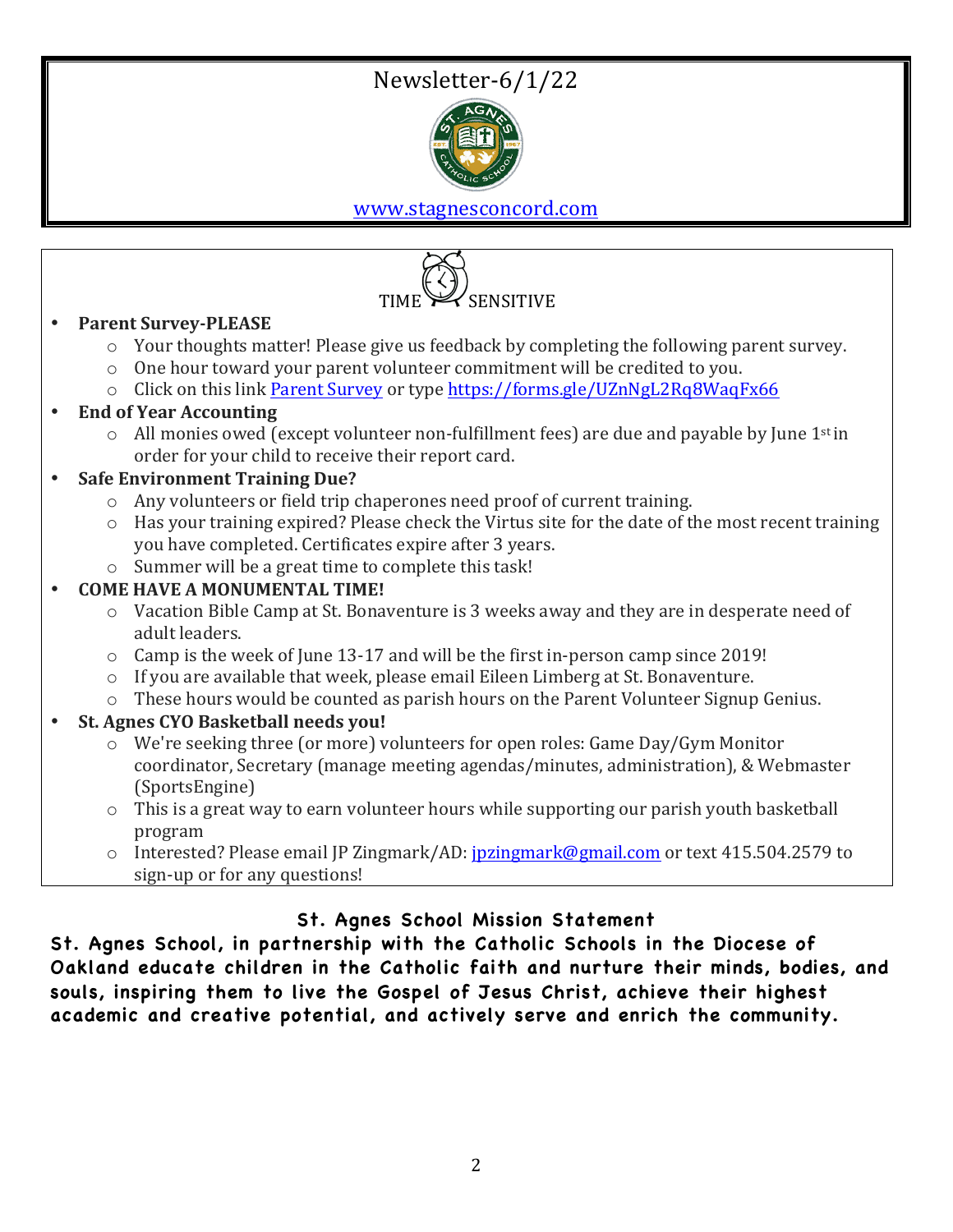# Newsletter-6/1/22

www.stagnesconcord.com

## TIME SENSITIVE

- **Parent Survey-PLEASE**
  - Your thoughts matter! Please give us feedback by completing the following parent survey.
  - One hour toward your parent volunteer commitment will be credited to you.
  - Click on this link Parent Survey or type https://forms.gle/UZnNgL2Rq8WaqFx66
- **End of Year Accounting**
  - All monies owed (except volunteer non-fulfillment fees) are due and payable by June 1st in order for your child to receive their report card.
- **Safe Environment Training Due?**
  - Any volunteers or field trip chaperones need proof of current training.
  - Has your training expired? Please check the Virtus site for the date of the most recent training you have completed. Certificates expire after 3 years.
  - Summer will be a great time to complete this task!
- **COME HAVE A MONUMENTAL TIME!**
  - Vacation Bible Camp at St. Bonaventure is 3 weeks away and they are in desperate need of adult leaders.
  - Camp is the week of June 13-17 and will be the first in-person camp since 2019!
  - If you are available that week, please email Eileen Limberg at St. Bonaventure.
  - These hours would be counted as parish hours on the Parent Volunteer Signup Genius.
- **St. Agnes CYO Basketball needs you!**
  - We're seeking three (or more) volunteers for open roles: Game Day/Gym Monitor coordinator, Secretary (manage meeting agendas/minutes, administration), & Webmaster (SportsEngine)
  - This is a great way to earn volunteer hours while supporting our parish youth basketball program
  - Interested? Please email JP Zingmark/AD: jpzingmark@gmail.com or text 415.504.2579 to sign-up or for any questions!

## St. Agnes School Mission Statement

**St. Agnes School, in partnership with the Catholic Schools in the Diocese of Oakland educate children in the Catholic faith and nurture their minds, bodies, and souls, inspiring them to live the Gospel of Jesus Christ, achieve their highest academic and creative potential, and actively serve and enrich the community.**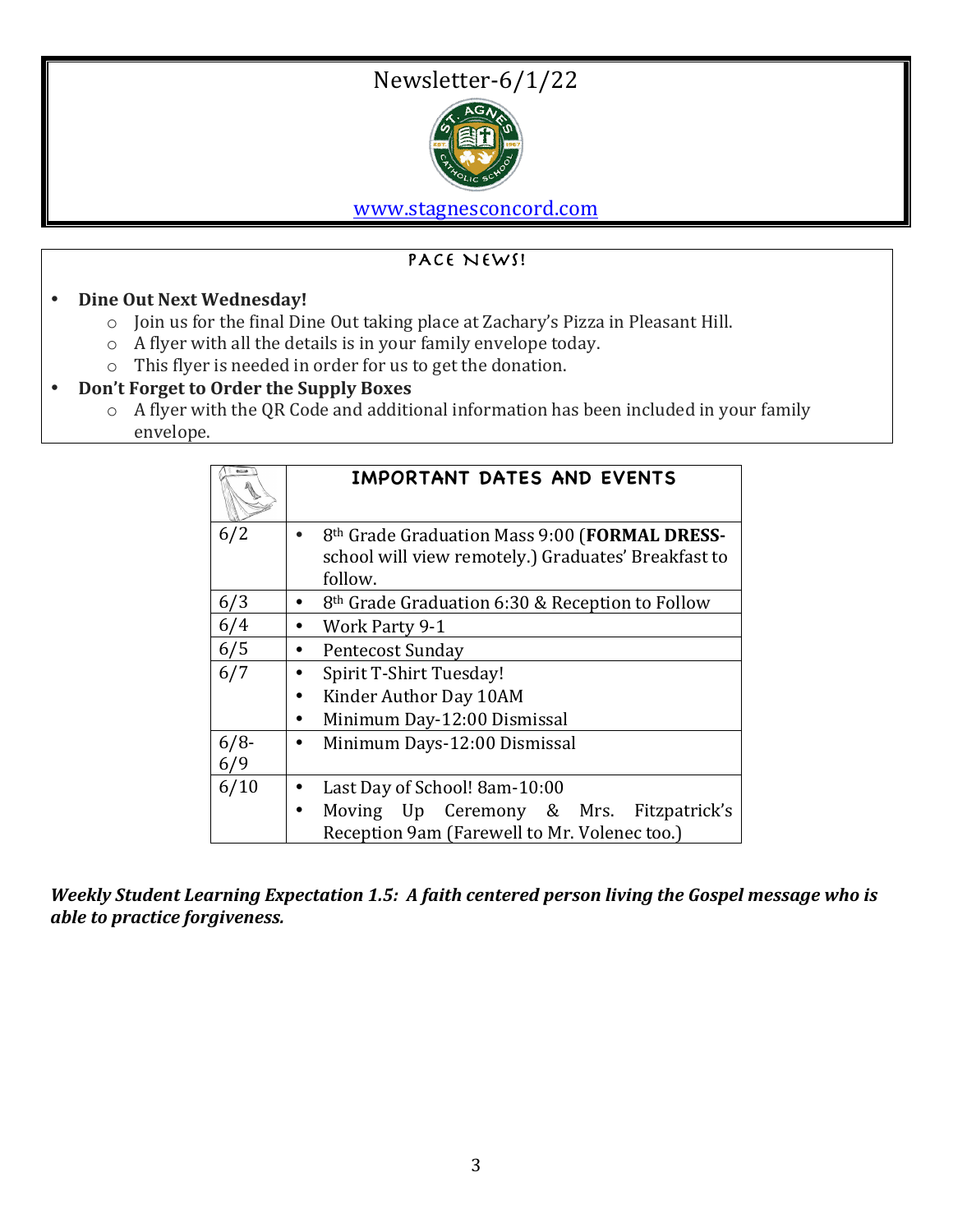# Newsletter-6/1/22

[www.stagnesconcord.com](http://www.stagnesconcord.com)

## PACE NEWS!

- **Dine Out Next Wednesday!**
  - Join us for the final Dine Out taking place at Zachary's Pizza in Pleasant Hill.
  - A flyer with all the details is in your family envelope today.
  - This flyer is needed in order for us to get the donation.
- **Don't Forget to Order the Supply Boxes**
  - A flyer with the QR Code and additional information has been included in your family envelope.

| | IMPORTANT DATES AND EVENTS |
|---|---|
| 6/2 | • 8th Grade Graduation Mass 9:00 (**FORMAL DRESS-** school will view remotely.) Graduates' Breakfast to follow. |
| 6/3 | • 8th Grade Graduation 6:30 & Reception to Follow |
| 6/4 | • Work Party 9-1 |
| 6/5 | • Pentecost Sunday |
| 6/7 | • Spirit T-Shirt Tuesday!<br>• Kinder Author Day 10AM<br>• Minimum Day-12:00 Dismissal |
| 6/8-6/9 | • Minimum Days-12:00 Dismissal |
| 6/10 | • Last Day of School! 8am-10:00<br>• Moving Up Ceremony & Mrs. Fitzpatrick's Reception 9am (Farewell to Mr. Volenec too.) |

***Weekly Student Learning Expectation 1.5: A faith centered person living the Gospel message who is able to practice forgiveness.***